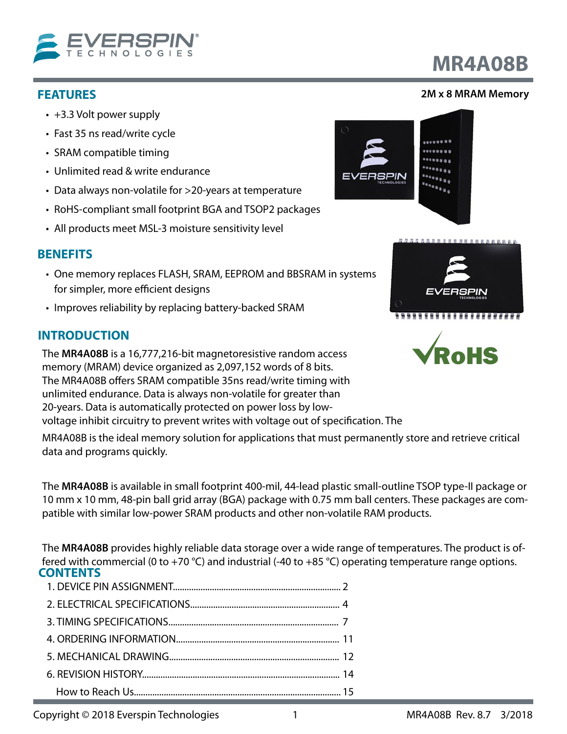# MR4A08B

**2M x 8 MRAM Memory**

## FEATURES

- +3.3 Volt power supply
- Fast 35 ns read/write cycle
- SRAM compatible timing
- Unlimited read & write endurance
- Data always non-volatile for >20-years at temperature
- RoHS-compliant small footprint BGA and TSOP2 packages
- All products meet MSL-3 moisture sensitivity level

## BENEFITS

- One memory replaces FLASH, SRAM, EEPROM and BBSRAM in systems for simpler, more efficient designs
- Improves reliability by replacing battery-backed SRAM

## INTRODUCTION

The **MR4A08B** is a 16,777,216-bit magnetoresistive random access memory (MRAM) device organized as 2,097,152 words of 8 bits. The MR4A08B offers SRAM compatible 35ns read/write timing with unlimited endurance. Data is always non-volatile for greater than 20-years. Data is automatically protected on power loss by low-voltage inhibit circuitry to prevent writes with voltage out of specification. The MR4A08B is the ideal memory solution for applications that must permanently store and retrieve critical data and programs quickly.

The **MR4A08B** is available in small footprint 400-mil, 44-lead plastic small-outline TSOP type-II package or 10 mm x 10 mm, 48-pin ball grid array (BGA) package with 0.75 mm ball centers. These packages are compatible with similar low-power SRAM products and other non-volatile RAM products.

The **MR4A08B** provides highly reliable data storage over a wide range of temperatures. The product is offered with commercial (0 to +70 °C) and industrial (-40 to +85 °C) operating temperature range options.

## CONTENTS

1. DEVICE PIN ASSIGNMENT........................................ 2
2. ELECTRICAL SPECIFICATIONS........................................ 4
3. TIMING SPECIFICATIONS........................................ 7
4. ORDERING INFORMATION........................................ 11
5. MECHANICAL DRAWING........................................ 12
6. REVISION HISTORY........................................ 14

How to Reach Us........................................ 15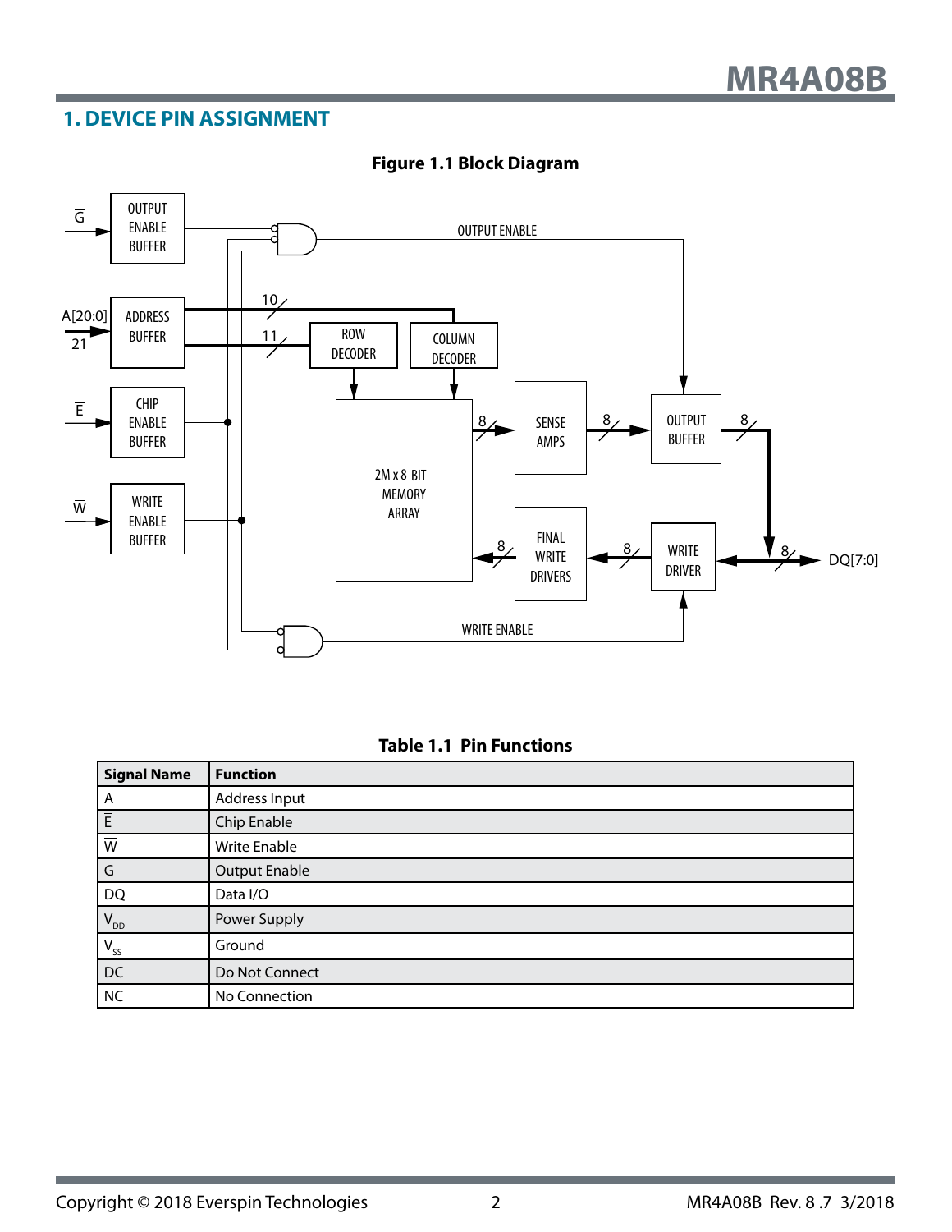## 1. DEVICE PIN ASSIGNMENT

**Figure 1.1 Block Diagram**

**Table 1.1 Pin Functions**

| Signal Name | Function |
|---|---|
| A | Address Input |
| $\overline{E}$ | Chip Enable |
| $\overline{W}$ | Write Enable |
| $\overline{G}$ | Output Enable |
| DQ | Data I/O |
| $V_{DD}$ | Power Supply |
| $V_{SS}$ | Ground |
| DC | Do Not Connect |
| NC | No Connection |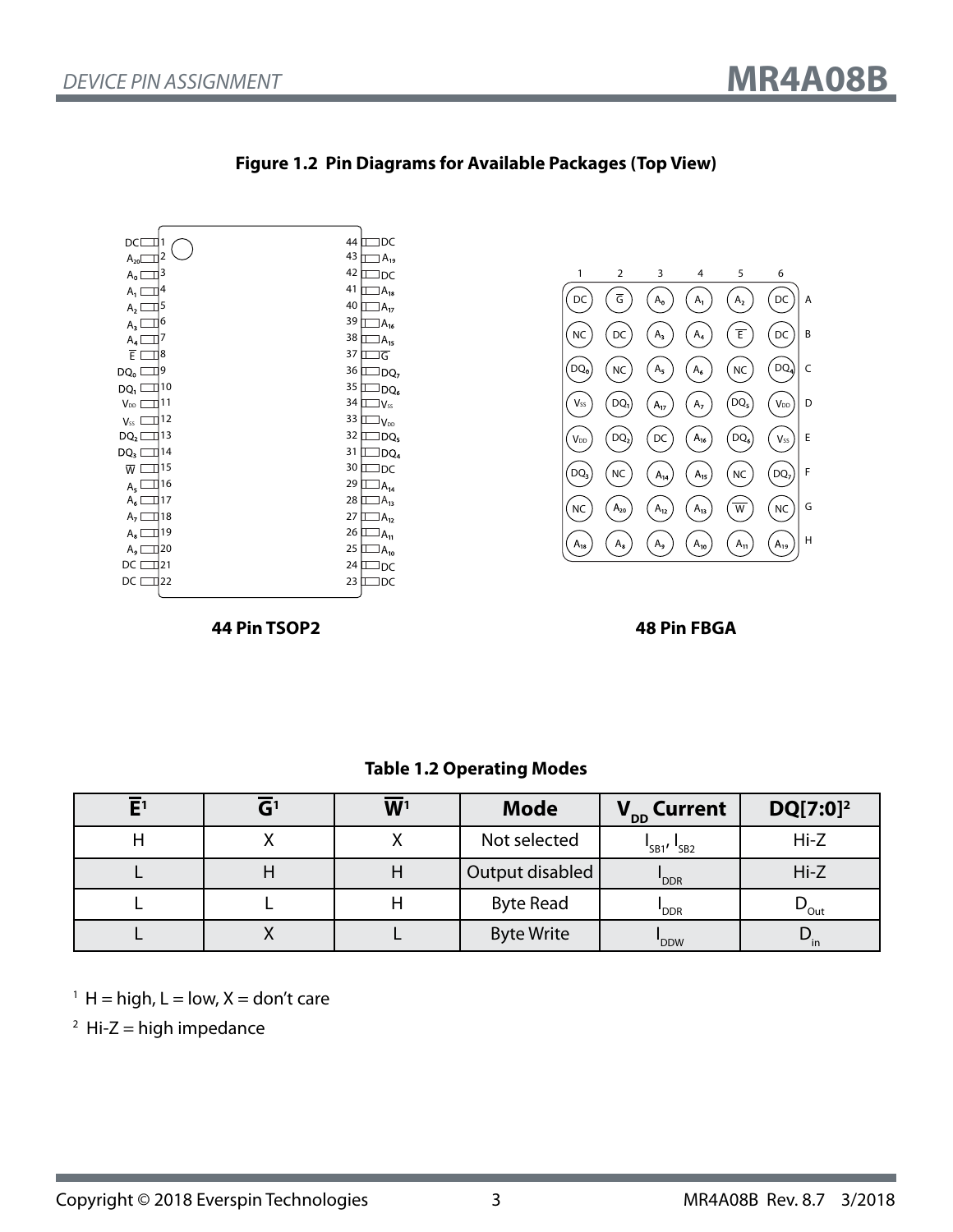**Figure 1.2 Pin Diagrams for Available Packages (Top View)**

**44 Pin TSOP2**

| Pin | Signal | Pin | Signal |
|---|---|---|---|
| 1 | DC | 44 | DC |
| 2 | $A_{20}$ | 43 | $A_{19}$ |
| 3 | $A_0$ | 42 | DC |
| 4 | $A_1$ | 41 | $A_{18}$ |
| 5 | $A_2$ | 40 | $A_{17}$ |
| 6 | $A_3$ | 39 | $A_{16}$ |
| 7 | $A_4$ | 38 | $A_{15}$ |
| 8 | $\overline{E}$ | 37 | $\overline{G}$ |
| 9 | $DQ_0$ | 36 | $DQ_7$ |
| 10 | $DQ_1$ | 35 | $DQ_6$ |
| 11 | $V_{DD}$ | 34 | $V_{SS}$ |
| 12 | $V_{SS}$ | 33 | $V_{DD}$ |
| 13 | $DQ_2$ | 32 | $DQ_5$ |
| 14 | $DQ_3$ | 31 | $DQ_4$ |
| 15 | $\overline{W}$ | 30 | DC |
| 16 | $A_5$ | 29 | $A_{14}$ |
| 17 | $A_6$ | 28 | $A_{13}$ |
| 18 | $A_7$ | 27 | $A_{12}$ |
| 19 | $A_8$ | 26 | $A_{11}$ |
| 20 | $A_9$ | 25 | $A_{10}$ |
| 21 | DC | 24 | DC |
| 22 | DC | 23 | DC |

**48 Pin FBGA**

| | 1 | 2 | 3 | 4 | 5 | 6 |
|---|---|---|---|---|---|---|
| A | DC | $\overline{G}$ | $A_0$ | $A_1$ | $A_2$ | DC |
| B | NC | DC | $A_3$ | $A_4$ | $\overline{E}$ | DC |
| C | $DQ_0$ | NC | $A_5$ | $A_6$ | NC | $DQ_4$ |
| D | $V_{SS}$ | $DQ_1$ | $A_{17}$ | $A_7$ | $DQ_5$ | $V_{DD}$ |
| E | $V_{DD}$ | $DQ_2$ | DC | $A_{16}$ | $DQ_6$ | $V_{SS}$ |
| F | $DQ_3$ | NC | $A_{14}$ | $A_{15}$ | NC | $DQ_7$ |
| G | NC | $A_{20}$ | $A_{12}$ | $A_{13}$ | $\overline{W}$ | NC |
| H | $A_{18}$ | $A_8$ | $A_9$ | $A_{10}$ | $A_{11}$ | $A_{19}$ |

**Table 1.2 Operating Modes**

| $\overline{E}$[1] | $\overline{G}$[1] | $\overline{W}$[1] | Mode | $V_{DD}$ Current | DQ[7:0][2] |
|---|---|---|---|---|---|
| H | X | X | Not selected | $I_{SB1}$, $I_{SB2}$ | Hi-Z |
| L | H | H | Output disabled | $I_{DDR}$ | Hi-Z |
| L | L | H | Byte Read | $I_{DDR}$ | $D_{Out}$ |
| L | X | L | Byte Write | $I_{DDW}$ | $D_{in}$ |

[1] H = high, L = low, X = don't care

[2] Hi-Z = high impedance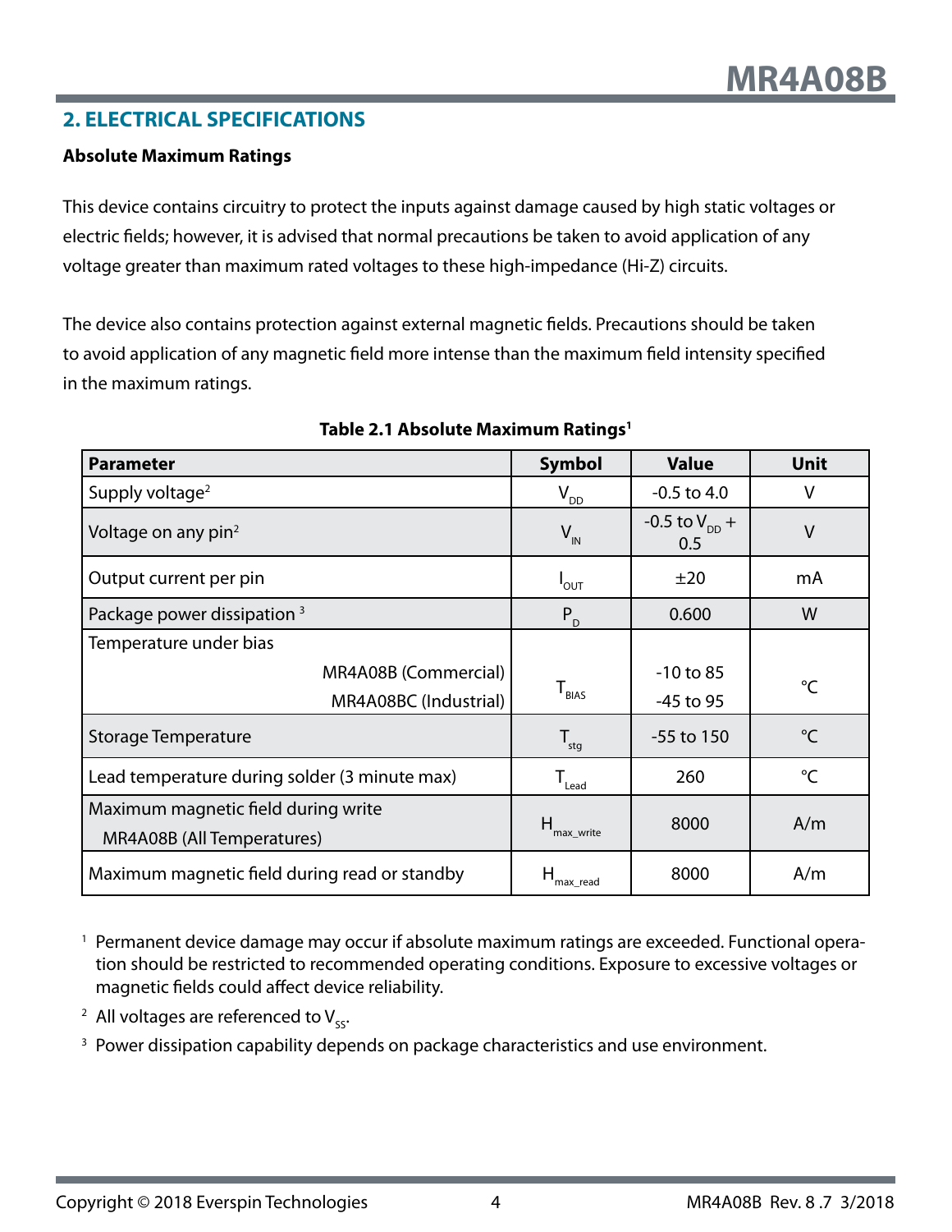## 2. ELECTRICAL SPECIFICATIONS

**Absolute Maximum Ratings**

This device contains circuitry to protect the inputs against damage caused by high static voltages or electric fields; however, it is advised that normal precautions be taken to avoid application of any voltage greater than maximum rated voltages to these high-impedance (Hi-Z) circuits.

The device also contains protection against external magnetic fields. Precautions should be taken to avoid application of any magnetic field more intense than the maximum field intensity specified in the maximum ratings.

**Table 2.1 Absolute Maximum Ratings[1]**

| Parameter | Symbol | Value | Unit |
|---|---|---|---|
| Supply voltage[2] | $V_{DD}$ | -0.5 to 4.0 | V |
| Voltage on any pin[2] | $V_{IN}$ | -0.5 to $V_{DD}$ + 0.5 | V |
| Output current per pin | $I_{OUT}$ | ±20 | mA |
| Package power dissipation [3] | $P_D$ | 0.600 | W |
| Temperature under bias<br>MR4A08B (Commercial)<br>MR4A08BC (Industrial) | $T_{BIAS}$ | <br>-10 to 85<br>-45 to 95 | °C |
| Storage Temperature | $T_{stg}$ | -55 to 150 | °C |
| Lead temperature during solder (3 minute max) | $T_{Lead}$ | 260 | °C |
| Maximum magnetic field during write<br>MR4A08B (All Temperatures) | $H_{max\_write}$ | 8000 | A/m |
| Maximum magnetic field during read or standby | $H_{max\_read}$ | 8000 | A/m |

[1] Permanent device damage may occur if absolute maximum ratings are exceeded. Functional operation should be restricted to recommended operating conditions. Exposure to excessive voltages or magnetic fields could affect device reliability.

[2] All voltages are referenced to $V_{SS}$.

[3] Power dissipation capability depends on package characteristics and use environment.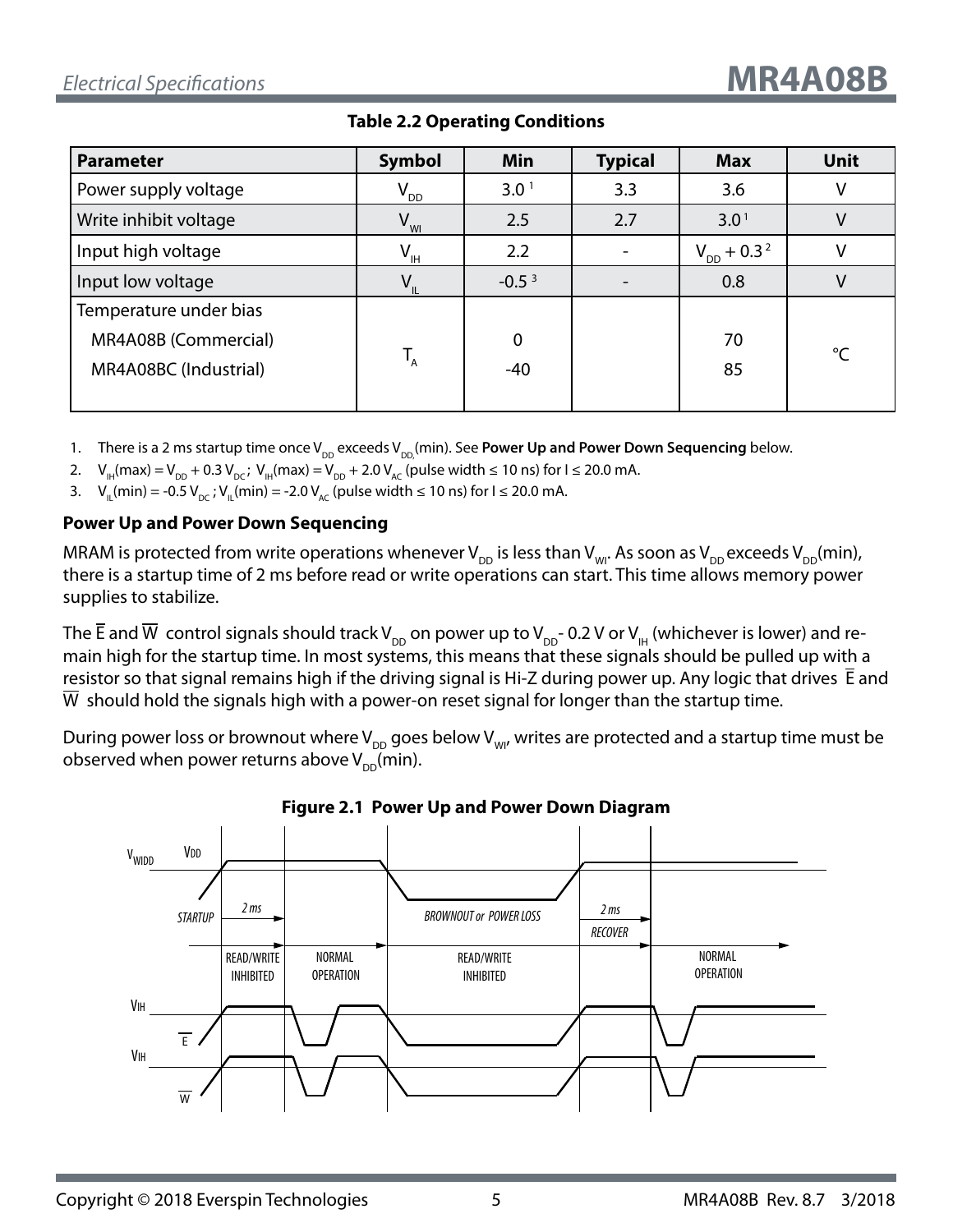## Table 2.2 Operating Conditions

| Parameter | Symbol | Min | Typical | Max | Unit |
|---|---|---|---|---|---|
| Power supply voltage | $V_{DD}$ | 3.0 [1] | 3.3 | 3.6 | V |
| Write inhibit voltage | $V_{WI}$ | 2.5 | 2.7 | 3.0 [1] | V |
| Input high voltage | $V_{IH}$ | 2.2 | - | $V_{DD}$ + 0.3 [2] | V |
| Input low voltage | $V_{IL}$ | -0.5 [3] | - | 0.8 | V |
| Temperature under bias<br>MR4A08B (Commercial)<br>MR4A08BC (Industrial) | $T_A$ | <br>0<br>-40 | | <br>70<br>85 | °C |

1. There is a 2 ms startup time once $V_{DD}$ exceeds $V_{DD,}$(min). See **Power Up and Power Down Sequencing** below.
2. $V_{IH}$(max) = $V_{DD}$ + 0.3 $V_{DC}$; $V_{IH}$(max) = $V_{DD}$ + 2.0 $V_{AC}$ (pulse width ≤ 10 ns) for I ≤ 20.0 mA.
3. $V_{IL}$(min) = -0.5 $V_{DC}$; $V_{IL}$(min) = -2.0 $V_{AC}$ (pulse width ≤ 10 ns) for I ≤ 20.0 mA.

### Power Up and Power Down Sequencing

MRAM is protected from write operations whenever $V_{DD}$ is less than $V_{WI}$. As soon as $V_{DD}$ exceeds $V_{DD}$(min), there is a startup time of 2 ms before read or write operations can start. This time allows memory power supplies to stabilize.

The $\overline{E}$ and $\overline{W}$ control signals should track $V_{DD}$ on power up to $V_{DD}$ - 0.2 V or $V_{IH}$ (whichever is lower) and remain high for the startup time. In most systems, this means that these signals should be pulled up with a resistor so that signal remains high if the driving signal is Hi-Z during power up. Any logic that drives $\overline{E}$ and $\overline{W}$ should hold the signals high with a power-on reset signal for longer than the startup time.

During power loss or brownout where $V_{DD}$ goes below $V_{WI}$, writes are protected and a startup time must be observed when power returns above $V_{DD}$(min).

**Figure 2.1 Power Up and Power Down Diagram**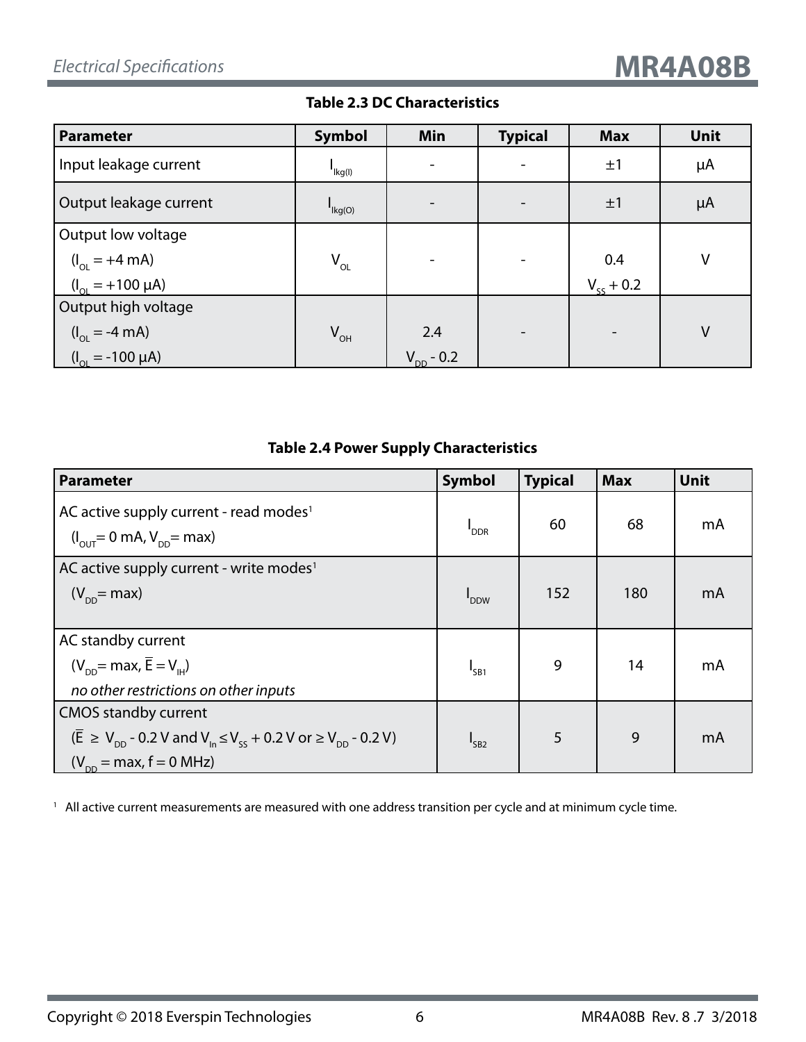**Table 2.3 DC Characteristics**

| Parameter | Symbol | Min | Typical | Max | Unit |
|---|---|---|---|---|---|
| Input leakage current | $I_{lkg(I)}$ | - | - | ±1 | µA |
| Output leakage current | $I_{lkg(O)}$ | - | - | ±1 | µA |
| Output low voltage<br>($I_{OL}$ = +4 mA)<br>($I_{OL}$ = +100 µA) | $V_{OL}$ | - | - | 0.4<br>$V_{SS}$ + 0.2 | V |
| Output high voltage<br>($I_{OL}$ = -4 mA)<br>($I_{OL}$ = -100 µA) | $V_{OH}$ | 2.4<br>$V_{DD}$ - 0.2 | - | - | V |

**Table 2.4 Power Supply Characteristics**

| Parameter | Symbol | Typical | Max | Unit |
|---|---|---|---|---|
| AC active supply current - read modes[1]<br>($I_{OUT}$= 0 mA, $V_{DD}$= max) | $I_{DDR}$ | 60 | 68 | mA |
| AC active supply current - write modes[1]<br>($V_{DD}$= max) | $I_{DDW}$ | 152 | 180 | mA |
| AC standby current<br>($V_{DD}$= max, $\overline{E} = V_{IH}$)<br>*no other restrictions on other inputs* | $I_{SB1}$ | 9 | 14 | mA |
| CMOS standby current<br>($\overline{E} \geq V_{DD}$ - 0.2 V and $V_{In} \leq V_{SS}$ + 0.2 V or $\geq V_{DD}$ - 0.2 V)<br>($V_{DD}$ = max, f = 0 MHz) | $I_{SB2}$ | 5 | 9 | mA |

[1] All active current measurements are measured with one address transition per cycle and at minimum cycle time.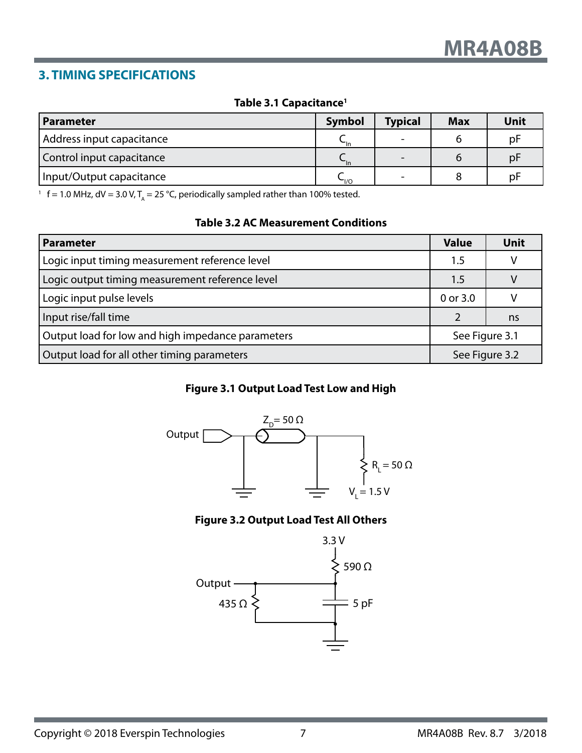## 3. TIMING SPECIFICATIONS

**Table 3.1 Capacitance[1]**

| Parameter | Symbol | Typical | Max | Unit |
|---|---|---|---|---|
| Address input capacitance | $C_{In}$ | - | 6 | pF |
| Control input capacitance | $C_{In}$ | - | 6 | pF |
| Input/Output capacitance | $C_{I/O}$ | - | 8 | pF |

[1] f = 1.0 MHz, dV = 3.0 V, $T_A$ = 25 °C, periodically sampled rather than 100% tested.

**Table 3.2 AC Measurement Conditions**

| Parameter | Value | Unit |
|---|---|---|
| Logic input timing measurement reference level | 1.5 | V |
| Logic output timing measurement reference level | 1.5 | V |
| Logic input pulse levels | 0 or 3.0 | V |
| Input rise/fall time | 2 | ns |
| Output load for low and high impedance parameters | See Figure 3.1 | |
| Output load for all other timing parameters | See Figure 3.2 | |

**Figure 3.1 Output Load Test Low and High**

Output — $Z_D$ = 50 Ω — $R_L$ = 50 Ω — $V_L$ = 1.5 V

**Figure 3.2 Output Load Test All Others**

3.3 V — 590 Ω — Output — 435 Ω — 5 pF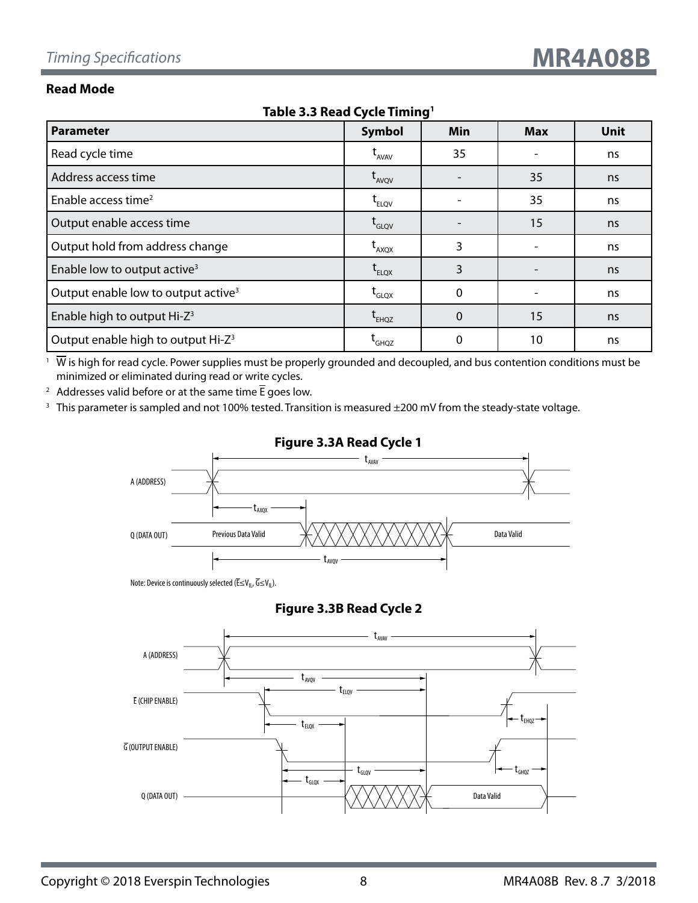## Read Mode

**Table 3.3 Read Cycle Timing[1]**

| Parameter | Symbol | Min | Max | Unit |
|---|---|---|---|---|
| Read cycle time | $t_{AVAV}$ | 35 | - | ns |
| Address access time | $t_{AVQV}$ | - | 35 | ns |
| Enable access time[2] | $t_{ELQV}$ | - | 35 | ns |
| Output enable access time | $t_{GLQV}$ | - | 15 | ns |
| Output hold from address change | $t_{AXQX}$ | 3 | - | ns |
| Enable low to output active[3] | $t_{ELQX}$ | 3 | - | ns |
| Output enable low to output active[3] | $t_{GLQX}$ | 0 | - | ns |
| Enable high to output Hi-Z[3] | $t_{EHQZ}$ | 0 | 15 | ns |
| Output enable high to output Hi-Z[3] | $t_{GHQZ}$ | 0 | 10 | ns |

[1] $\overline{W}$ is high for read cycle. Power supplies must be properly grounded and decoupled, and bus contention conditions must be minimized or eliminated during read or write cycles.

[2] Addresses valid before or at the same time $\overline{E}$ goes low.

[3] This parameter is sampled and not 100% tested. Transition is measured ±200 mV from the steady-state voltage.

**Figure 3.3A Read Cycle 1**

A (ADDRESS) — $t_{AVAV}$

Q (DATA OUT) — Previous Data Valid — Data Valid — $t_{AXQX}$ — $t_{AVQV}$

Note: Device is continuously selected ($\overline{E} \leq V_{IL}$, $\overline{G} \leq V_{IL}$).

**Figure 3.3B Read Cycle 2**

A (ADDRESS) — $t_{AVAV}$ — $t_{AVQV}$

$\overline{E}$ (CHIP ENABLE) — $t_{ELQV}$ — $t_{ELQX}$ — $t_{EHQZ}$

$\overline{G}$ (OUTPUT ENABLE) — $t_{GLQV}$ — $t_{GLQX}$ — $t_{GHQZ}$

Q (DATA OUT) — Data Valid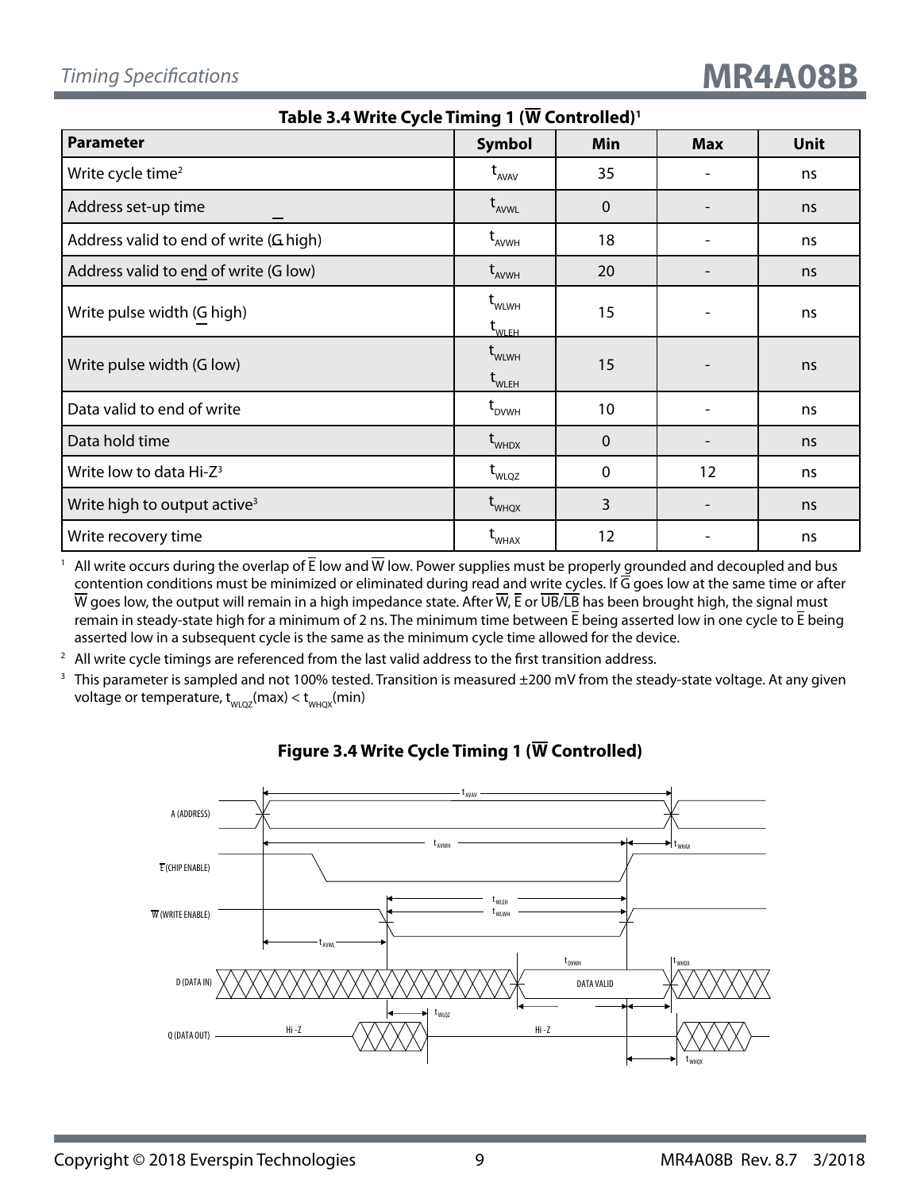**Table 3.4 Write Cycle Timing 1 ($\overline{W}$ Controlled)[1]**

| Parameter | Symbol | Min | Max | Unit |
|---|---|---|---|---|
| Write cycle time[2] | $t_{AVAV}$ | 35 | - | ns |
| Address set-up time | $t_{AVWL}$ | 0 | - | ns |
| Address valid to end of write ($\overline{G}$ high) | $t_{AVWH}$ | 18 | - | ns |
| Address valid to end of write ($\overline{G}$ low) | $t_{AVWH}$ | 20 | - | ns |
| Write pulse width ($\overline{G}$ high) | $t_{WLWH}$ $t_{WLEH}$ | 15 | - | ns |
| Write pulse width ($\overline{G}$ low) | $t_{WLWH}$ $t_{WLEH}$ | 15 | - | ns |
| Data valid to end of write | $t_{DVWH}$ | 10 | - | ns |
| Data hold time | $t_{WHDX}$ | 0 | - | ns |
| Write low to data Hi-Z[3] | $t_{WLQZ}$ | 0 | 12 | ns |
| Write high to output active[3] | $t_{WHQX}$ | 3 | - | ns |
| Write recovery time | $t_{WHAX}$ | 12 | - | ns |

1. All write occurs during the overlap of $\overline{E}$ low and $\overline{W}$ low. Power supplies must be properly grounded and decoupled and bus contention conditions must be minimized or eliminated during read and write cycles. If $\overline{G}$ goes low at the same time or after $\overline{W}$ goes low, the output will remain in a high impedance state. After $\overline{W}$, $\overline{E}$ or $\overline{UB}$/$\overline{LB}$ has been brought high, the signal must remain in steady-state high for a minimum of 2 ns. The minimum time between $\overline{E}$ being asserted low in one cycle to $\overline{E}$ being asserted low in a subsequent cycle is the same as the minimum cycle time allowed for the device.
2. All write cycle timings are referenced from the last valid address to the first transition address.
3. This parameter is sampled and not 100% tested. Transition is measured ±200 mV from the steady-state voltage. At any given voltage or temperature, $t_{WLQZ}(max) < t_{WHQX}(min)$

**Figure 3.4 Write Cycle Timing 1 ($\overline{W}$ Controlled)**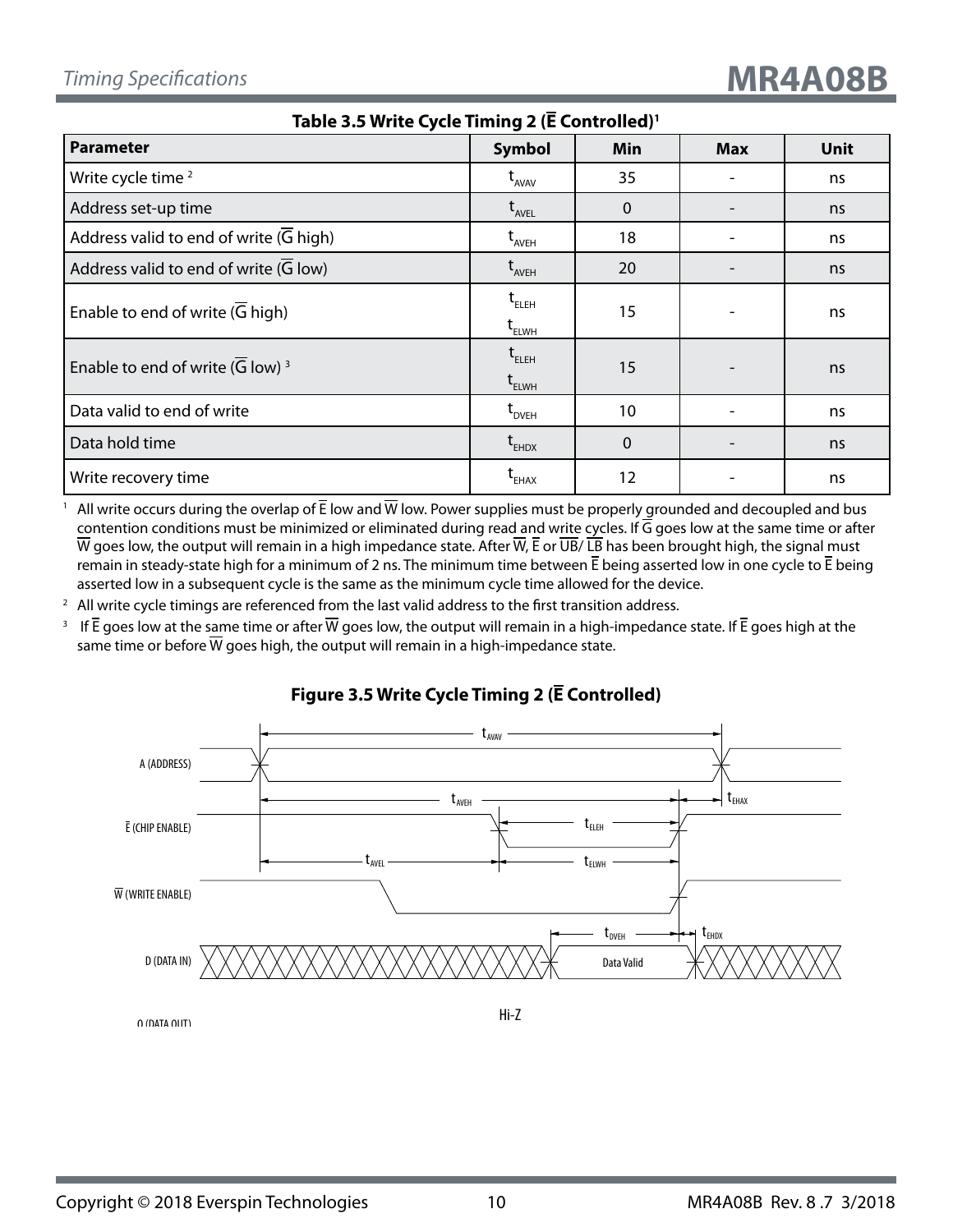**Table 3.5 Write Cycle Timing 2 ($\overline{E}$ Controlled)[1]**

| Parameter | Symbol | Min | Max | Unit |
|---|---|---|---|---|
| Write cycle time [2] | $t_{AVAV}$ | 35 | - | ns |
| Address set-up time | $t_{AVEL}$ | 0 | - | ns |
| Address valid to end of write ($\overline{G}$ high) | $t_{AVEH}$ | 18 | - | ns |
| Address valid to end of write ($\overline{G}$ low) | $t_{AVEH}$ | 20 | - | ns |
| Enable to end of write ($\overline{G}$ high) | $t_{ELEH}$ $t_{ELWH}$ | 15 | - | ns |
| Enable to end of write ($\overline{G}$ low) [3] | $t_{ELEH}$ $t_{ELWH}$ | 15 | - | ns |
| Data valid to end of write | $t_{DVEH}$ | 10 | - | ns |
| Data hold time | $t_{EHDX}$ | 0 | - | ns |
| Write recovery time | $t_{EHAX}$ | 12 | - | ns |

[1] All write occurs during the overlap of $\overline{E}$ low and $\overline{W}$ low. Power supplies must be properly grounded and decoupled and bus contention conditions must be minimized or eliminated during read and write cycles. If $\overline{G}$ goes low at the same time or after $\overline{W}$ goes low, the output will remain in a high impedance state. After $\overline{W}$, $\overline{E}$ or $\overline{UB}$/ $\overline{LB}$ has been brought high, the signal must remain in steady-state high for a minimum of 2 ns. The minimum time between $\overline{E}$ being asserted low in one cycle to $\overline{E}$ being asserted low in a subsequent cycle is the same as the minimum cycle time allowed for the device.

[2] All write cycle timings are referenced from the last valid address to the first transition address.

[3] If $\overline{E}$ goes low at the same time or after $\overline{W}$ goes low, the output will remain in a high-impedance state. If $\overline{E}$ goes high at the same time or before $\overline{W}$ goes high, the output will remain in a high-impedance state.

**Figure 3.5 Write Cycle Timing 2 ($\overline{E}$ Controlled)**

A (ADDRESS)

$\overline{E}$ (CHIP ENABLE)

$\overline{W}$ (WRITE ENABLE)

D (DATA IN)

Q (DATA OUT)

$t_{AVAV}$, $t_{AVEH}$, $t_{EHAX}$, $t_{ELEH}$, $t_{AVEL}$, $t_{ELWH}$, $t_{DVEH}$, $t_{EHDX}$

Data Valid

Hi-Z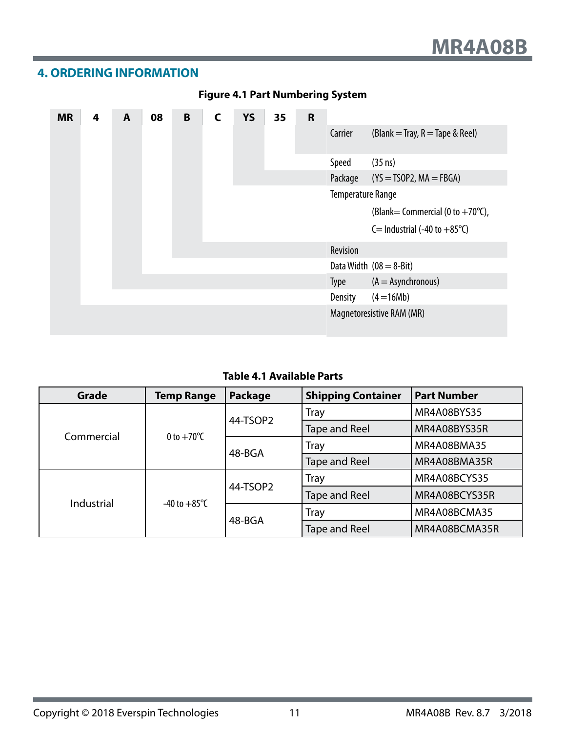## 4. ORDERING INFORMATION

**Figure 4.1 Part Numbering System**

| MR | 4 | A | 08 | B | C | YS | 35 | R |
|---|---|---|---|---|---|---|---|---|

- **R** — Carrier (Blank = Tray, R = Tape & Reel)
- **35** — Speed (35 ns)
- **YS** — Package (YS = TSOP2, MA = FBGA)
- **C** — Temperature Range (Blank= Commercial (0 to +70°C), C= Industrial (-40 to +85°C)
- **B** — Revision
- **08** — Data Width (08 = 8-Bit)
- **A** — Type (A = Asynchronous)
- **4** — Density (4 =16Mb)
- **MR** — Magnetoresistive RAM (MR)

**Table 4.1 Available Parts**

| Grade | Temp Range | Package | Shipping Container | Part Number |
|---|---|---|---|---|
| Commercial | 0 to +70°C | 44-TSOP2 | Tray | MR4A08BYS35 |
| | | | Tape and Reel | MR4A08BYS35R |
| | | 48-BGA | Tray | MR4A08BMA35 |
| | | | Tape and Reel | MR4A08BMA35R |
| Industrial | -40 to +85°C | 44-TSOP2 | Tray | MR4A08BCYS35 |
| | | | Tape and Reel | MR4A08BCYS35R |
| | | 48-BGA | Tray | MR4A08BCMA35 |
| | | | Tape and Reel | MR4A08BCMA35R |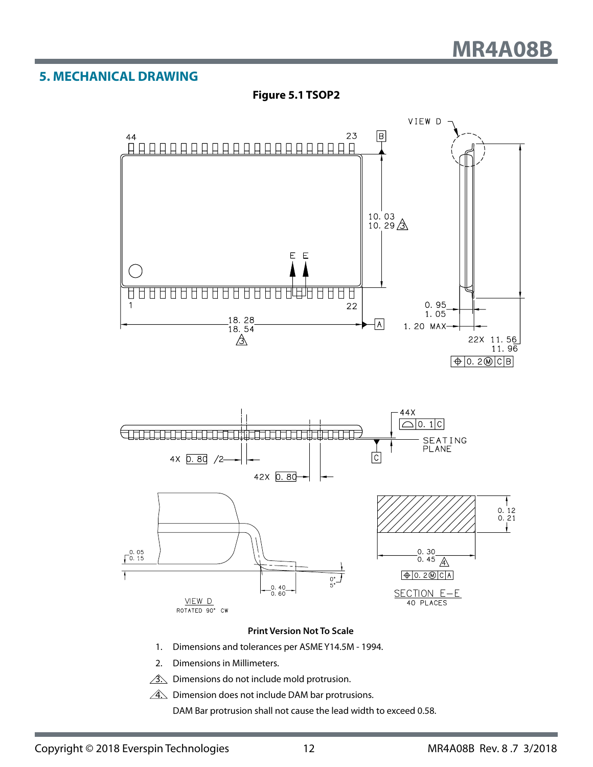## 5. MECHANICAL DRAWING

**Figure 5.1 TSOP2**

**Print Version Not To Scale**

1. Dimensions and tolerances per ASME Y14.5M - 1994.
2. Dimensions in Millimeters.
3. Dimensions do not include mold protrusion.
4. Dimension does not include DAM bar protrusions.

   DAM Bar protrusion shall not cause the lead width to exceed 0.58.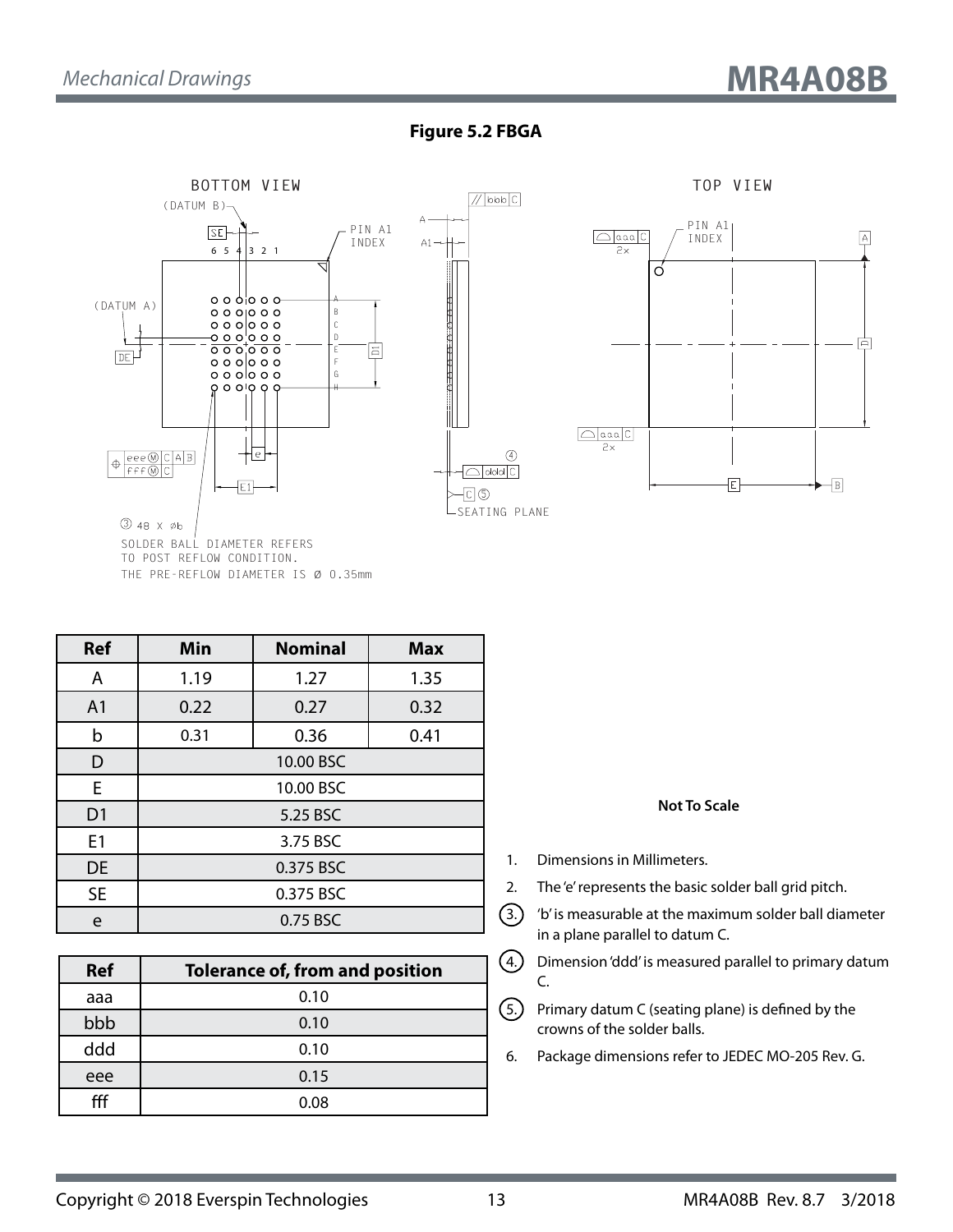## Figure 5.2 FBGA

BOTTOM VIEW

(DATUM B)

SE

6 5 4 3 2 1

PIN A1 INDEX

(DATUM A)

DE

A B C D E F G H

D1

e

E1

eee Ⓜ C A B

fff Ⓜ C

③ 48 X Øb

SOLDER BALL DIAMETER REFERS TO POST REFLOW CONDITION.
THE PRE-REFLOW DIAMETER IS Ø 0.35mm

// bbb C

A

A1

④ ddd C

C ⑤

SEATING PLANE

TOP VIEW

PIN A1 INDEX

aaa C 2X

A

D

aaa C 2X

E

B

| Ref | Min | Nominal | Max |
| --- | --- | --- | --- |
| A | 1.19 | 1.27 | 1.35 |
| A1 | 0.22 | 0.27 | 0.32 |
| b | 0.31 | 0.36 | 0.41 |
| D | 10.00 BSC | | |
| E | 10.00 BSC | | |
| D1 | 5.25 BSC | | |
| E1 | 3.75 BSC | | |
| DE | 0.375 BSC | | |
| SE | 0.375 BSC | | |
| e | 0.75 BSC | | |

| Ref | Tolerance of, from and position |
| --- | --- |
| aaa | 0.10 |
| bbb | 0.10 |
| ddd | 0.10 |
| eee | 0.15 |
| fff | 0.08 |

**Not To Scale**

1. Dimensions in Millimeters.
2. The 'e' represents the basic solder ball grid pitch.
3. 'b' is measurable at the maximum solder ball diameter in a plane parallel to datum C.
4. Dimension 'ddd' is measured parallel to primary datum C.
5. Primary datum C (seating plane) is defined by the crowns of the solder balls.
6. Package dimensions refer to JEDEC MO-205 Rev. G.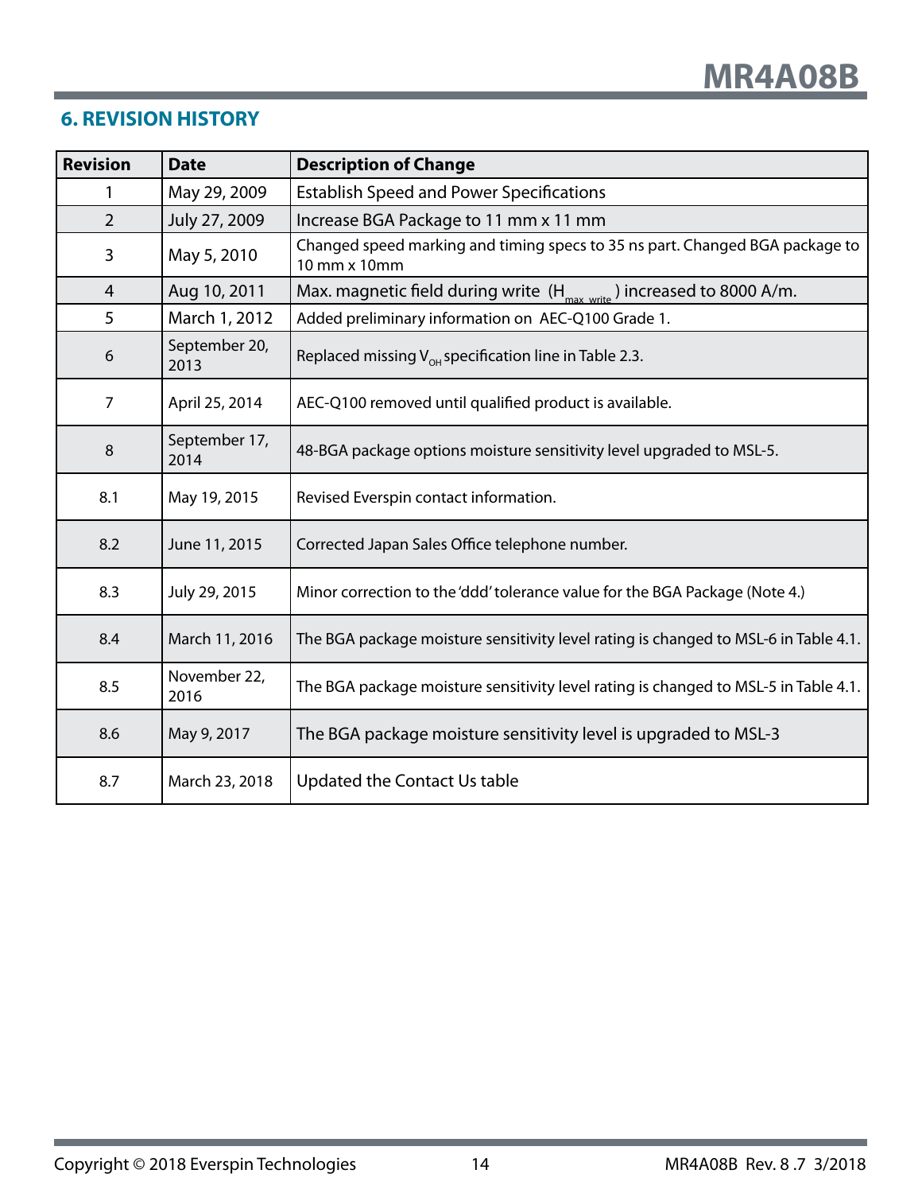## 6. REVISION HISTORY

| Revision | Date | Description of Change |
|---|---|---|
| 1 | May 29, 2009 | Establish Speed and Power Specifications |
| 2 | July 27, 2009 | Increase BGA Package to 11 mm x 11 mm |
| 3 | May 5, 2010 | Changed speed marking and timing specs to 35 ns part. Changed BGA package to 10 mm x 10mm |
| 4 | Aug 10, 2011 | Max. magnetic field during write ($H_{max\ write}$) increased to 8000 A/m. |
| 5 | March 1, 2012 | Added preliminary information on AEC-Q100 Grade 1. |
| 6 | September 20, 2013 | Replaced missing $V_{OH}$ specification line in Table 2.3. |
| 7 | April 25, 2014 | AEC-Q100 removed until qualified product is available. |
| 8 | September 17, 2014 | 48-BGA package options moisture sensitivity level upgraded to MSL-5. |
| 8.1 | May 19, 2015 | Revised Everspin contact information. |
| 8.2 | June 11, 2015 | Corrected Japan Sales Office telephone number. |
| 8.3 | July 29, 2015 | Minor correction to the 'ddd' tolerance value for the BGA Package (Note 4.) |
| 8.4 | March 11, 2016 | The BGA package moisture sensitivity level rating is changed to MSL-6 in Table 4.1. |
| 8.5 | November 22, 2016 | The BGA package moisture sensitivity level rating is changed to MSL-5 in Table 4.1. |
| 8.6 | May 9, 2017 | The BGA package moisture sensitivity level is upgraded to MSL-3 |
| 8.7 | March 23, 2018 | Updated the Contact Us table |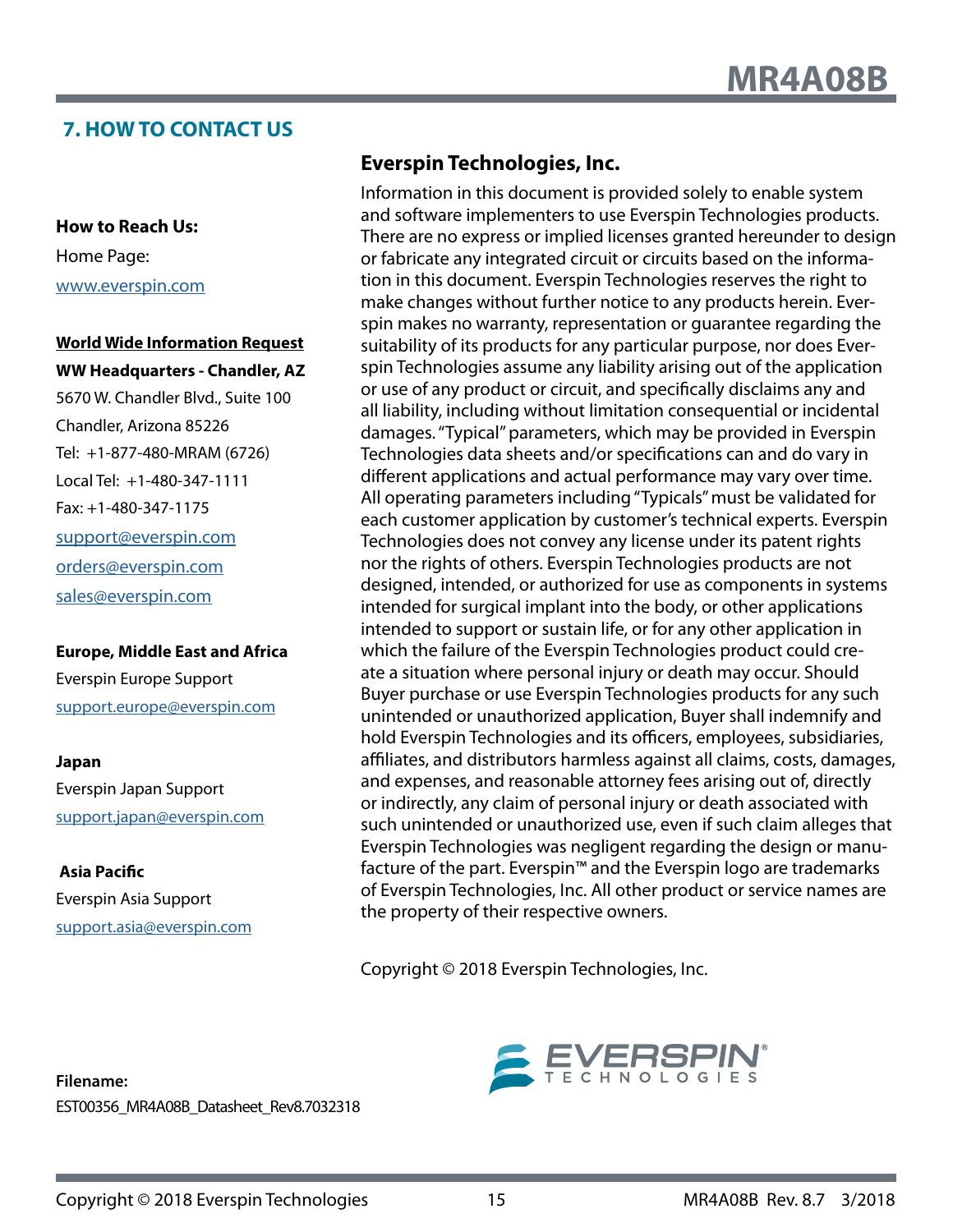## 7. HOW TO CONTACT US

**How to Reach Us:**

Home Page:

www.everspin.com

**World Wide Information Request**

**WW Headquarters - Chandler, AZ**

5670 W. Chandler Blvd., Suite 100

Chandler, Arizona 85226

Tel: +1-877-480-MRAM (6726)

Local Tel: +1-480-347-1111

Fax: +1-480-347-1175

support@everspin.com

orders@everspin.com

sales@everspin.com

**Europe, Middle East and Africa**

Everspin Europe Support

support.europe@everspin.com

**Japan**

Everspin Japan Support

support.japan@everspin.com

**Asia Pacific**

Everspin Asia Support

support.asia@everspin.com

### Everspin Technologies, Inc.

Information in this document is provided solely to enable system and software implementers to use Everspin Technologies products. There are no express or implied licenses granted hereunder to design or fabricate any integrated circuit or circuits based on the information in this document. Everspin Technologies reserves the right to make changes without further notice to any products herein. Everspin makes no warranty, representation or guarantee regarding the suitability of its products for any particular purpose, nor does Everspin Technologies assume any liability arising out of the application or use of any product or circuit, and specifically disclaims any and all liability, including without limitation consequential or incidental damages. "Typical" parameters, which may be provided in Everspin Technologies data sheets and/or specifications can and do vary in different applications and actual performance may vary over time. All operating parameters including "Typicals" must be validated for each customer application by customer's technical experts. Everspin Technologies does not convey any license under its patent rights nor the rights of others. Everspin Technologies products are not designed, intended, or authorized for use as components in systems intended for surgical implant into the body, or other applications intended to support or sustain life, or for any other application in which the failure of the Everspin Technologies product could create a situation where personal injury or death may occur. Should Buyer purchase or use Everspin Technologies products for any such unintended or unauthorized application, Buyer shall indemnify and hold Everspin Technologies and its officers, employees, subsidiaries, affiliates, and distributors harmless against all claims, costs, damages, and expenses, and reasonable attorney fees arising out of, directly or indirectly, any claim of personal injury or death associated with such unintended or unauthorized use, even if such claim alleges that Everspin Technologies was negligent regarding the design or manufacture of the part. Everspin™ and the Everspin logo are trademarks of Everspin Technologies, Inc. All other product or service names are the property of their respective owners.

Copyright © 2018 Everspin Technologies, Inc.

**Filename:**

EST00356_MR4A08B_Datasheet_Rev8.7032318